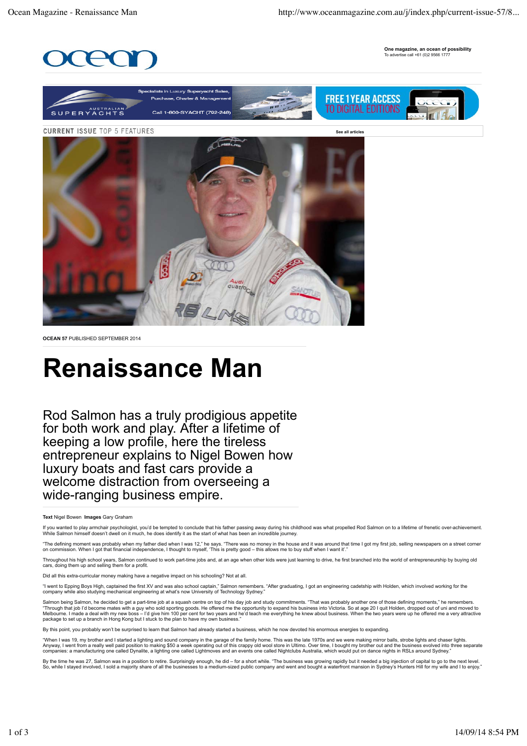One magazine, an ocean of possibility
To advertise call +61 (0)2 9566 1777

CURRENT ISSUE TOP 5 FEATURES

See all articles

**OCEAN 57** PUBLISHED SEPTEMBER 2014

# Renaissance Man

Rod Salmon has a truly prodigious appetite for both work and play. After a lifetime of keeping a low profile, here the tireless entrepreneur explains to Nigel Bowen how luxury boats and fast cars provide a welcome distraction from overseeing a wide-ranging business empire.

**Text** Nigel Bowen **Images** Gary Graham

If you wanted to play armchair psychologist, you'd be tempted to conclude that his father passing away during his childhood was what propelled Rod Salmon on to a lifetime of frenetic over-achievement. While Salmon himself doesn't dwell on it much, he does identify it as the start of what has been an incredible journey.

"The defining moment was probably when my father died when I was 12," he says. "There was no money in the house and it was around that time I got my first job, selling newspapers on a street corner on commission. When I got that financial independence, I thought to myself, 'This is pretty good – this allows me to buy stuff when I want it'."

Throughout his high school years, Salmon continued to work part-time jobs and, at an age when other kids were just learning to drive, he first branched into the world of entrepreneurship by buying old cars, doing them up and selling them for a profit.

Did all this extra-curricular money making have a negative impact on his schooling? Not at all.

"I went to Epping Boys High, captained the first XV and was also school captain," Salmon remembers. "After graduating, I got an engineering cadetship with Holden, which involved working for the company while also studying mechanical engineering at what's now University of Technology Sydney."

Salmon being Salmon, he decided to get a part-time job at a squash centre on top of his day job and study commitments. "That was probably another one of those defining moments," he remembers. "Through that job I'd become mates with a guy who sold sporting goods. He offered me the opportunity to expand his business into Victoria. So at age 20 I quit Holden, dropped out of uni and moved to Melbourne. I made a deal with my new boss – I'd give him 100 per cent for two years and he'd teach me everything he knew about business. When the two years were up he offered me a very attractive package to set up a branch in Hong Kong but I stuck to the plan to have my own business."

By this point, you probably won't be surprised to learn that Salmon had already started a business, which he now devoted his enormous energies to expanding.

"When I was 19, my brother and I started a lighting and sound company in the garage of the family home. This was the late 1970s and we were making mirror balls, strobe lights and chaser lights. Anyway, I went from a really well paid position to making $50 a week operating out of this crappy old wool store in Ultimo. Over time, I bought my brother out and the business evolved into three separate companies: a manufacturing one called Dynalite, a lighting one called Lightmoves and an events one called Nightclubs Australia, which would put on dance nights in RSLs around Sydney."

By the time he was 27, Salmon was in a position to retire. Surprisingly enough, he did – for a short while. "The business was growing rapidly but it needed a big injection of capital to go to the next level. So, while I stayed involved, I sold a majority share of all the businesses to a medium-sized public company and went and bought a waterfront mansion in Sydney's Hunters Hill for my wife and I to enjoy."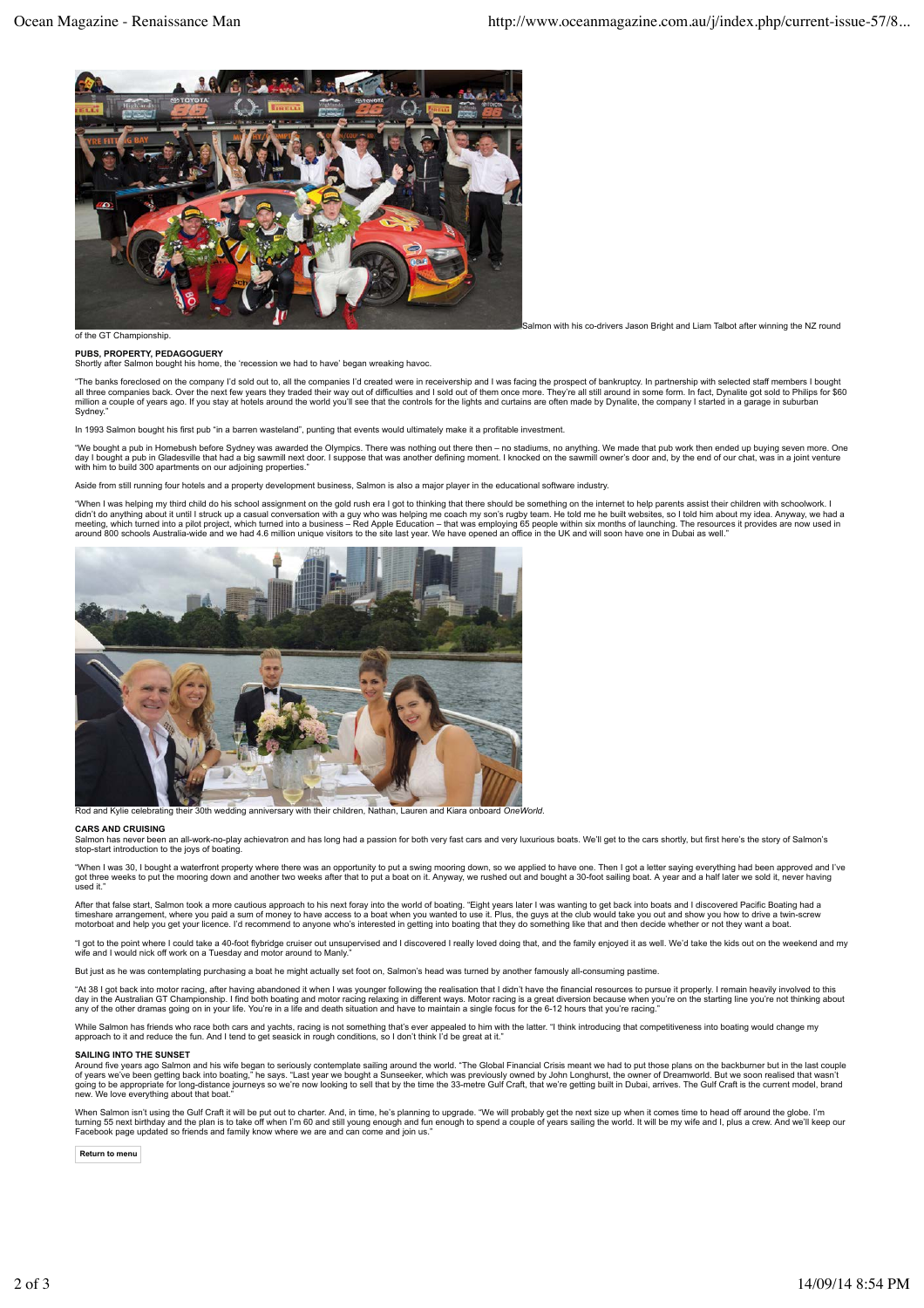Salmon with his co-drivers Jason Bright and Liam Talbot after winning the NZ round of the GT Championship.

**PUBS, PROPERTY, PEDAGOGUERY**

Shortly after Salmon bought his home, the 'recession we had to have' began wreaking havoc.

"The banks foreclosed on the company I'd sold out to, all the companies I'd created were in receivership and I was facing the prospect of bankruptcy. In partnership with selected staff members I bought all three companies back. Over the next few years they traded their way out of difficulties and I sold out of them once more. They're all still around in some form. In fact, Dynalite got sold to Philips for $60 million a couple of years ago. If you stay at hotels around the world you'll see that the controls for the lights and curtains are often made by Dynalite, the company I started in a garage in suburban Sydney."

In 1993 Salmon bought his first pub "in a barren wasteland", punting that events would ultimately make it a profitable investment.

"We bought a pub in Homebush before Sydney was awarded the Olympics. There was nothing out there then – no stadiums, no anything. We made that pub work then ended up buying seven more. One day I bought a pub in Gladesville that had a big sawmill next door. I suppose that was another defining moment. I knocked on the sawmill owner's door and, by the end of our chat, was in a joint venture with him to build 300 apartments on our adjoining properties."

Aside from still running four hotels and a property development business, Salmon is also a major player in the educational software industry.

"When I was helping my third child do his school assignment on the gold rush era I got to thinking that there should be something on the internet to help parents assist their children with schoolwork. I didn't do anything about it until I struck up a casual conversation with a guy who was helping me coach my son's rugby team. He told me he built websites, so I told him about my idea. Anyway, we had a meeting, which turned into a pilot project, which turned into a business – Red Apple Education – that was employing 65 people within six months of launching. The resources it provides are now used in around 800 schools Australia-wide and we had 4.6 million unique visitors to the site last year. We have opened an office in the UK and will soon have one in Dubai as well."

Rod and Kylie celebrating their 30th wedding anniversary with their children, Nathan, Lauren and Kiara onboard *OneWorld*.

**CARS AND CRUISING**

Salmon has never been an all-work-no-play achievatron and has long had a passion for both very fast cars and very luxurious boats. We'll get to the cars shortly, but first here's the story of Salmon's stop-start introduction to the joys of boating.

"When I was 30, I bought a waterfront property where there was an opportunity to put a swing mooring down, so we applied to have one. Then I got a letter saying everything had been approved and I've got three weeks to put the mooring down and another two weeks after that to put a boat on it. Anyway, we rushed out and bought a 30-foot sailing boat. A year and a half later we sold it, never having used it."

After that false start, Salmon took a more cautious approach to his next foray into the world of boating. "Eight years later I was wanting to get back into boats and I discovered Pacific Boating had a timeshare arrangement, where you paid a sum of money to have access to a boat when you wanted to use it. Plus, the guys at the club would take you out and show you how to drive a twin-screw motorboat and help you get your licence. I'd recommend to anyone who's interested in getting into boating that they do something like that and then decide whether or not they want a boat.

"I got to the point where I could take a 40-foot flybridge cruiser out unsupervised and I discovered I really loved doing that, and the family enjoyed it as well. We'd take the kids out on the weekend and my wife and I would nick off work on a Tuesday and motor around to Manly."

But just as he was contemplating purchasing a boat he might actually set foot on, Salmon's head was turned by another famously all-consuming pastime.

"At 38 I got back into motor racing, after having abandoned it when I was younger following the realisation that I didn't have the financial resources to pursue it properly. I remain heavily involved to this day in the Australian GT Championship. I find both boating and motor racing relaxing in different ways. Motor racing is a great diversion because when you're on the starting line you're not thinking about any of the other dramas going on in your life. You're in a life and death situation and have to maintain a single focus for the 6-12 hours that you're racing."

While Salmon has friends who race both cars and yachts, racing is not something that's ever appealed to him with the latter. "I think introducing that competitiveness into boating would change my approach to it and reduce the fun. And I tend to get seasick in rough conditions, so I don't think I'd be great at it."

**SAILING INTO THE SUNSET**

Around five years ago Salmon and his wife began to seriously contemplate sailing around the world. "The Global Financial Crisis meant we had to put those plans on the backburner but in the last couple of years we've been getting back into boating," he says. "Last year we bought a Sunseeker, which was previously owned by John Longhurst, the owner of Dreamworld. But we soon realised that wasn't going to be appropriate for long-distance journeys so we're now looking to sell that by the time the 33-metre Gulf Craft, that we're getting built in Dubai, arrives. The Gulf Craft is the current model, brand new. We love everything about that boat."

When Salmon isn't using the Gulf Craft it will be put out to charter. And, in time, he's planning to upgrade. "We will probably get the next size up when it comes time to head off around the globe. I'm turning 55 next birthday and the plan is to take off when I'm 60 and still young enough and fun enough to spend a couple of years sailing the world. It will be my wife and I, plus a crew. And we'll keep our Facebook page updated so friends and family know where we are and can come and join us."

Return to menu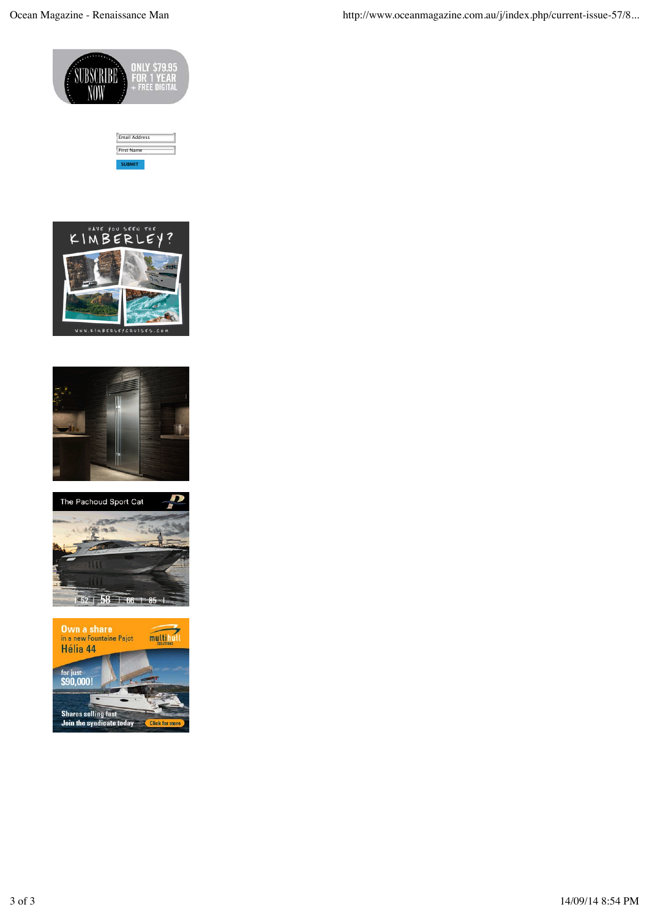ONLY $79.95 FOR 1 YEAR + FREE DIGITAL

SUBSCRIBE NOW

Email Address

First Name

SUBMIT

HAVE YOU SEEN THE KIMBERLEY?

WWW.KIMBERLEYCRUISES.COM

The Pachoud Sport Cat

| 52 | 58 | 66 | 85 |

Own a share in a new Fountaine Pajot Hélia 44

multihull SOLUTIONS

for just $90,000!

Shares selling fast

Join the syndicate today

Click for more